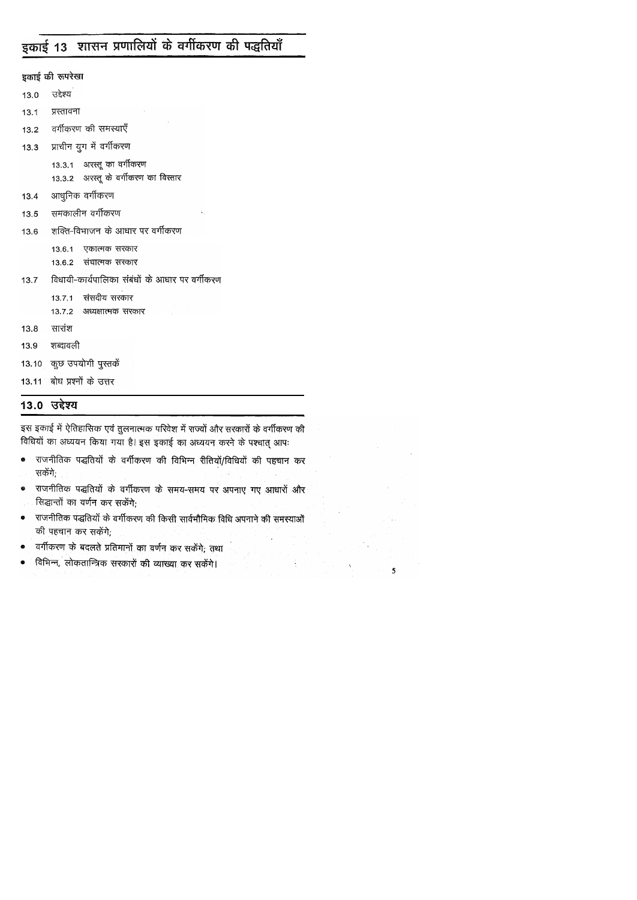# इकाई 13 शासन प्रणालियों के वर्गीकरण की पद्धतियाँ

**इकाई की रूपरेखा**

13.0 उद्देश्य

13.1 प्रस्तावना

13.2 वर्गीकरण की समस्याएँ

13.3 प्राचीन युग में वर्गीकरण

- 13.3.1 अरस्तू का वर्गीकरण
- 13.3.2 अरस्तू के वर्गीकरण का विस्तार

13.4 आधुनिक वर्गीकरण

13.5 समकालीन वर्गीकरण

13.6 शक्ति-विभाजन के आधार पर वर्गीकरण

- 13.6.1 एकात्मक सरकार
- 13.6.2 संघात्मक सरकार

13.7 विधायी-कार्यपालिका संबंधों के आधार पर वर्गीकरण

- 13.7.1 संसदीय सरकार
- 13.7.2 अध्यक्षात्मक सरकार

13.8 सारांश

13.9 शब्दावली

13.10 कुछ उपयोगी पुस्तकें

13.11 बोध प्रश्नों के उत्तर

## 13.0 उद्देश्य

इस इकाई में ऐतिहासिक एवं तुलनात्मक परिवेश में राज्यों और सरकारों के वर्गीकरण की विधियों का अध्ययन किया गया है। इस इकाई का अध्ययन करने के पश्चात् आपः

- राजनीतिक पद्धतियों के वर्गीकरण की विभिन्न रीतियों/विधियों की पहचान कर सकेंगे;
- राजनीतिक पद्धतियों के वर्गीकरण के समय-समय पर अपनाए गए आधारों और सिद्धान्तों का वर्णन कर सकेंगे;
- राजनीतिक पद्धतियों के वर्गीकरण की किसी सार्वभौमिक विधि अपनाने की समस्याओं की पहचान कर सकेंगे;
- वर्गीकरण के बदलते प्रतिमानों का वर्णन कर सकेंगे; तथा
- विभिन्न, लोकतान्त्रिक सरकारों की व्याख्या कर सकेंगे।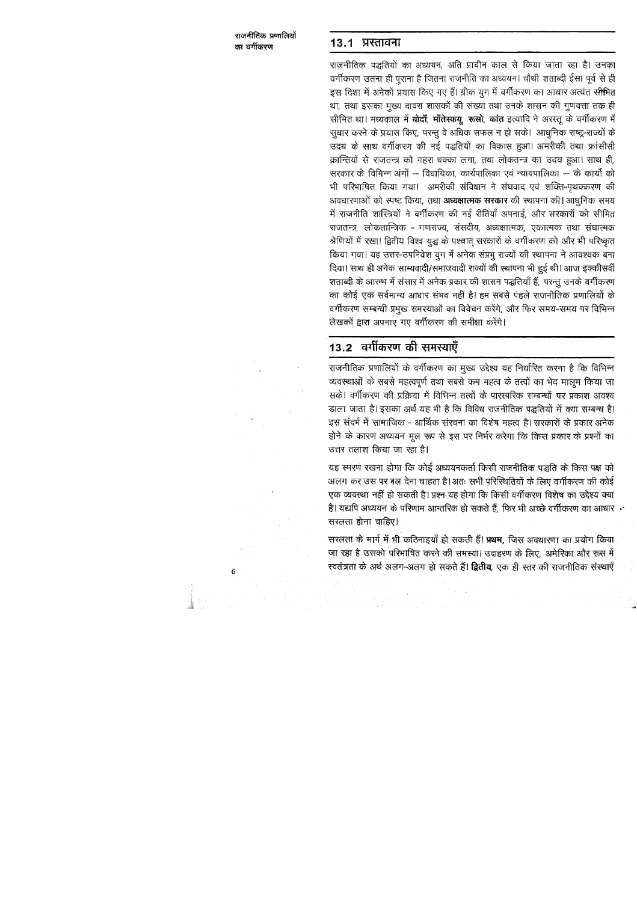## 13.1 प्रस्तावना

राजनीतिक पद्धतियों का अध्ययन, अति प्राचीन काल से किया जाता रहा है। उनका वर्गीकरण उतना ही पुराना है जितना राजनीति का अध्ययन। चौथी शताब्दी ईसा पूर्व से ही इस दिशा में अनेकों प्रयास किए गए हैं। ग्रीक युग में वर्गीकरण का आधार अत्यंत सीमित था, तथा इसका मुख्य दायरा शासकों की संख्या तथा उनके शासन की गुणवत्ता तक ही सीमित था। मध्यकाल में **बोदाँ, माँतेस्कयू, रूसो, कांत** इत्यादि ने अरस्तू के वर्गीकरण में सुधार करने के प्रयास किए, परन्तु वे अधिक सफल न हो सके। आधुनिक राष्ट्र-राज्यों के उदय के साथ वर्गीकरण की नई पद्धतियों का विकास हुआ। अमरीकी तथा फ्रांसीसी क्रान्तियों से राजतन्त्र को गहरा धक्का लगा, तथा लोकतन्त्र का उदय हुआ। साथ ही, सरकार के विभिन्न अंगों -- विधायिका, कार्यपालिका एवं न्यायपालिका -- के कार्यों को भी परिभाषित किया गया। अमरीकी संविधान ने संघवाद एवं शक्ति-पृथक्करण की अवधारणाओं को स्पष्ट किया, तथा **अध्यक्षात्मक सरकार** की स्थापना की। आधुनिक समय में राजनीति शास्त्रियों ने वर्गीकरण की नई रीतियाँ अपनाई, और सरकारों को सीमित राजतन्त्र, लोकतान्त्रिक - गणराज्य, संसदीय, अध्यक्षात्मक, एकात्मक तथा संघात्मक श्रेणियों में रखा। द्वितीय विश्व युद्ध के पश्चात् सरकारों के वर्गीकरण को और भी परिष्कृत किया गया। यह उत्तर-उपनिवेश युग में अनेक संप्रभु राज्यों की स्थापना ने आवश्यक बना दिया। साथ ही अनेक साम्यवादी/समाजवादी राज्यों की स्थापना भी हुई थी। आज इक्कीसवीं शताब्दी के आरम्भ में संसार में अनेक प्रकार की शासन पद्धतियाँ हैं, परन्तु उनके वर्गीकरण का कोई एक सर्वमान्य आधार संभव नहीं है। हम सबसे पहले राजनीतिक प्रणालियों के वर्गीकरण सम्बन्धी प्रमुख समस्याओं का विवेचन करेंगे, और फिर समय-समय पर विभिन्न लेखकों द्वारा अपनाए गए वर्गीकरण की समीक्षा करेंगे।

## 13.2 वर्गीकरण की समस्याएँ

राजनीतिक प्रणालियों के वर्गीकरण का मुख्य उद्देश्य यह निर्धारित करना है कि विभिन्न व्यवस्थाओं के सबसे महत्वपूर्ण तथा सबसे कम महत्व के तत्वों का भेद मालूम किया जा सके। वर्गीकरण की प्रक्रिया में विभिन्न तत्वों के पारस्परिक सम्बन्धों पर प्रकाश अवश्य डाला जाता है। इसका अर्थ यह भी है कि विविध राजनीतिक पद्धतियों में क्या सम्बन्ध है। इस संदर्भ में सामाजिक - आर्थिक संरचना का विशेष महत्व है। सरकारों के प्रकार अनेक होने के कारण अध्ययन मूल रूप से इस पर निर्भर करेगा कि किस प्रकार के प्रश्नों का उत्तर तलाश किया जा रहा है।

यह स्मरण रखना होगा कि कोई अध्ययनकर्ता किसी राजनीतिक पद्धति के किस पक्ष को अलग कर उस पर बल देना चाहता है। अतः सभी परिस्थितियों के लिए वर्गीकरण की कोई एक व्यवस्था नहीं हो सकती है। प्रश्न यह होगा कि किसी वर्गीकरण विशेष का उद्देश्य क्या है। यद्यपि अध्ययन के परिणाम आन्तरिक हो सकते हैं, फिर भी अच्छे वर्गीकरण का आधार सरलता होना चाहिए।

सरलता के मार्ग में भी कठिनाइयाँ हो सकती हैं। **प्रथम,** जिस अवधारणा का प्रयोग किया जा रहा है उसको परिभाषित करने की समस्या। उदाहरण के लिए, अमेरिका और रूस में स्वतंत्रता के अर्थ अलग-अलग हो सकते हैं। **द्वितीय,** एक ही स्तर की राजनीतिक संस्थाएँ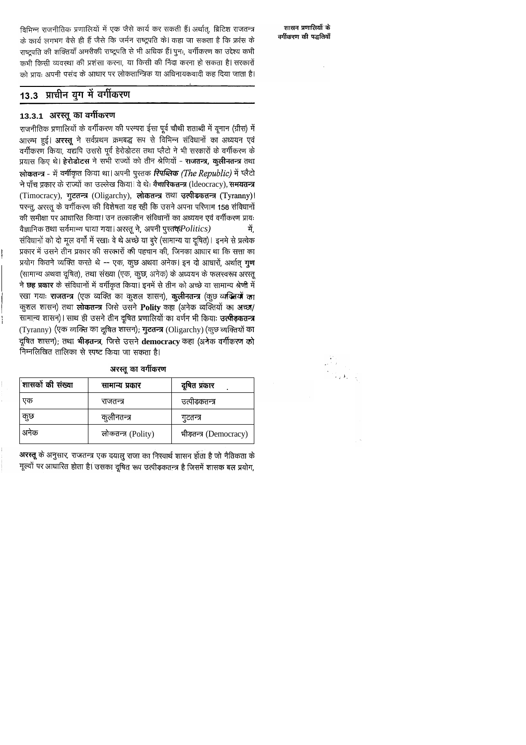विभिन्न राजनीतिक प्रणालियों में एक जैसे कार्य कर सकती हैं। अर्थात्, ब्रिटिश राजतन्त्र के कार्य लगभग वैसे ही हैं जैसे कि जर्मन राष्ट्रपति के। कहा जा सकता है कि फ्रांस के राष्ट्रपति की शक्तियाँ अमरीकी राष्ट्रपति से भी अधिक हैं। पुनः, वर्गीकरण का उद्देश्य कभी कभी किसी व्यवस्था की प्रशंसा करना, या किसी की निंदा करना हो सकता है। सरकारों को प्रायः अपनी पसंद के आधार पर लोकतान्त्रिक या अधिनायकवादी कह दिया जाता है।

## 13.3 प्राचीन युग में वर्गीकरण

### 13.3.1 अरस्तू का वर्गीकरण

राजनीतिक प्रणालियों के वर्गीकरण की परम्परा ईसा पूर्व चौथी शताब्दी में यूनान (ग्रीस) में आरम्भ हुई। **अरस्तू** ने सर्वप्रथम क्रमबद्ध रूप से विभिन्न संविधानों का अध्ययन एवं वर्गीकरण किया, यद्यपि उससे पूर्व हेरोडोटस तथा प्लैटो ने भी सरकारों के वर्गीकरण के प्रयास किए थे। **हेरोडोटस** ने सभी राज्यों को तीन श्रेणियों - **राजतन्त्र, कुलीनतन्त्र** तथा **लोकतन्त्र** - में वर्गीकृत किया था। अपनी पुस्तक ***रिपब्लिक (The Republic)*** में प्लैटो ने पाँच प्रकार के राज्यों का उल्लेख किया। वे थेः **वैचारिकतन्त्र** (Ideocracy), **समयतन्त्र** (Timocracy), **गुटतन्त्र** (Oligarchy), **लोकतन्त्र** तथा **उत्पीड़कतन्त्र** (Tyranny)। परन्तु, अरस्तू के वर्गीकरण की विशेषता यह रही कि उसने अपना परिणाम 158 संविधानों की समीक्षा पर आधारित किया। उन तत्कालीन संविधानों का अध्ययन एवं वर्गीकरण प्रायः वैज्ञानिक तथा सर्वमान्य पाया गया। अरस्तू ने, अपनी पुस्तक *(Politics)* में, संविधानों को दो मूल वर्गों में रखाः वे थे अच्छे या बुरे (सामान्य या दूषित)। इनमे से प्रत्येक प्रकार में उसने तीन प्रकार की सरकारों की पहचान की, जिनका आधार था कि सत्ता का प्रयोग कितने व्यक्ति करते थे -- एक, कुछ अथवा अनेक। इन दो आधारों, अर्थात् **गुण** (सामान्य अथवा दूषित), तथा संख्या (एक, कुछ, अनेक) के अध्ययन के फलस्वरूप अरस्तू ने **छह प्रकार** के संविधानों में वर्गीकृत किया। इनमें से तीन को अच्छे या सामान्य श्रेणी में रखा गयाः **राजतन्त्र** (एक व्यक्ति का कुशल शासन), **कुलीनतन्त्र** (कुछ व्यक्तियों का कुशल शासन) तथा **लोकतन्त्र** जिसे उसने **Polity** कहा (अनेक व्यक्तियों का अच्छा/सामान्य शासन)। साथ ही उसने तीन दूषित प्रणालियों का वर्णन भी कियाः **उत्पीड़कतन्त्र** (Tyranny) (एक व्यक्ति का दूषित शासन); **गुटतन्त्र** (Oligarchy) (कुछ व्यक्तियों का दूषित शासन); तथा **भीड़तन्त्र**, जिसे उसने **democracy** कहा (अनेक वर्गीकरण को निम्नलिखित तालिका से स्पष्ट किया जा सकता है।

**अरस्तू का वर्गीकरण**

| शासकों की संख्या | सामान्य प्रकार | दूषित प्रकार |
|---|---|---|
| एक | राजतन्त्र | उत्पीड़कतन्त्र |
| कुछ | कुलीनतन्त्र | गुटतन्त्र |
| अनेक | लोकतन्त्र (Polity) | भीड़तन्त्र (Democracy) |

**अरस्तू** के अनुसार, राजतन्त्र एक दयालु राजा का निस्वार्थ शासन होता है जो नैतिकता के मूल्यों पर आधारित होता है। उसका दूषित रूप उत्पीड़कतन्त्र है जिसमें शासक बल प्रयोग,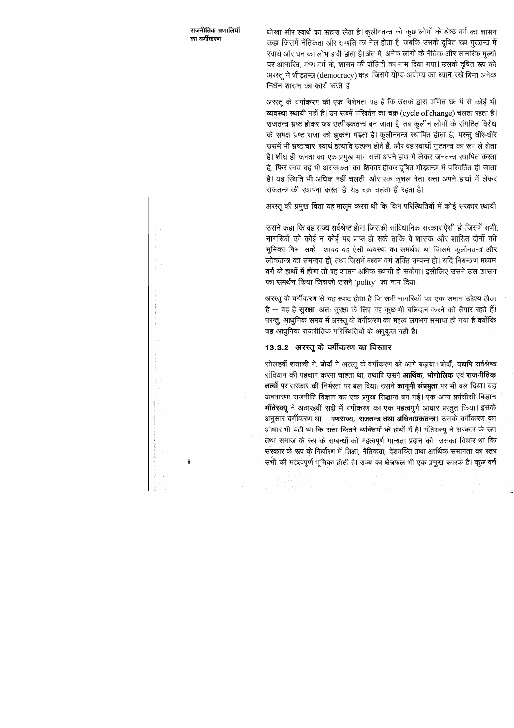धोखा और स्वार्थ का सहारा लेता है। कुलीनतन्त्र को कुछ लोगों के श्रेष्ठ वर्ग का शासन कहा जिसमें नैतिकता और सम्पत्ति का मेल होता है, जबकि उसके दूषित रूप गुटतन्त्र में स्वार्थ और धन का लोभ हावी होता है। अंत में, अनेक लोगों के नैतिक और सामरिक मूल्यों पर आधारित, मध्य वर्ग के, शासन की पॉलिटी का नाम दिया गया। उसके दूषित रूप को अरस्तू ने भीड़तन्त्र (democracy) कहा जिसमें योग्य-अयोग्य का ध्यान रखे बिना अनेक निर्धन शासन का कार्य करते हैं।

अरस्तू के वर्गीकरण की एक विशेषता यह है कि उसके द्वारा वर्णित छः में से कोई भी व्यवस्था स्थायी नहीं है। उन सबमें परिवर्तन का चक्र (cycle of change) चलता रहता है। राजतन्त्र भ्रष्ट होकर जब उत्पीड़कतन्त्र बन जाता है, तब कुलीन लोगों के संगठित विरोध के समक्ष भ्रष्ट राजा को झुकना पड़ता है। कुलीनतन्त्र स्थापित होता है, परन्तु धीरे-धीरे उसमें भी भ्रष्टाचार, स्वार्थ इत्यादि उत्पन्न होते हैं, और वह स्वार्थी गुटतन्त्र का रूप ले लेता है। शीघ्र ही जनता का एक प्रमुख भाग सत्ता अपने हाथ में लेकर जनतन्त्र स्थापित करता है, फिर स्वयं वह भी अराजकता का शिकार होकर दूषित भीड़तन्त्र में परिवर्तित हो जाता है। यह स्थिति भी अधिक नहीं चलती, और एक कुशल नेता सत्ता अपने हाथों में लेकर राजतन्त्र की स्थापना करता है। यह चक्र चलता ही रहता है।

अरस्तू की प्रमुख चिंता यह मालूम करना थी कि किन परिस्थितियों में कोई सरकार स्थायी

उसने कहा कि वह राज्य सर्वश्रेष्ठ होगा जिसकी सांविधानिक सरकार ऐसी हो जिसमें सभी नागरिकों को कोई न कोई पद प्राप्त हो सके ताकि वे शासक और शासित दोनों की भूमिका निभा सकें। शायद वह ऐसी व्यवस्था का समर्थक था जिसमे कुलीनतन्त्र और लोकतन्त्र का समन्वय हो, तथा जिसमें मध्यम वर्ग शक्ति सम्पन्न हो। यदि नियन्त्रण मध्यम वर्ग के हाथों में होगा तो वह शासन अधिक स्थायी हो सकेगा। इसीलिए उसने उस शासन का समर्थन किया जिसको उसने 'polity' का नाम दिया।

अरस्तू के वर्गीकरण से यह स्पष्ट होता है कि सभी नागरिकों का एक समान उद्देश्य होता है -- वह है **सुरक्षा**। अतः सुरक्षा के लिए वह कुछ भी बलिदान करने को तैयार रहते हैं। परन्तु, आधुनिक समय में अरस्तू के वर्गीकरण का महत्व लगभग समाप्त हो गया है क्योंकि वह आधुनिक राजनीतिक परिस्थितियों के अनुकूल नहीं है।

### 13.3.2 अरस्तू के वर्गीकरण का विस्तार

सोलहवीं शताब्दी में, **बोदाँ** ने अरस्तू के वर्गीकरण को आगे बढ़ाया। बोदाँ, यद्यपि सर्वश्रेष्ठ संविधान की पहचान करना चाहता था, तथापि उसने **आर्थिक**, **भौगोलिक** एवं **राजनीतिक तत्वों** पर सरकार की निर्भरता पर बल दिया। उसने **कानूनी संप्रभुता** पर भी बल दिया। यह अवधारणा राजनीति विज्ञान का एक प्रमुख सिद्धान्त बन गई। एक अन्य फ्रांसीसी विद्वान **माँतेस्क्यू** ने अठारहवीं सदी में वर्गीकरण का एक महत्वपूर्ण आधार प्रस्तुत किया। इसके अनुसार वर्गीकरण था - **गणराज्य, राजतन्त्र तथा अधिनायकतन्त्र**। उसके वर्गीकरण का आधार भी यही था कि सत्ता कितने व्यक्तियों के हाथों में है। माँतेस्क्यू ने सरकार के रूप तथा समाज के रूप के सम्बन्धों को महत्वपूर्ण मान्यता प्रदान की। उसका विचार था कि सरकार के रूप के निर्धारण में शिक्षा, नैतिकता, देशभक्ति तथा आर्थिक समानता का स्तर सभी की महत्वपूर्ण भूमिका होती है। राज्य का क्षेत्रफल भी एक प्रमुख कारक है। कुछ वर्ष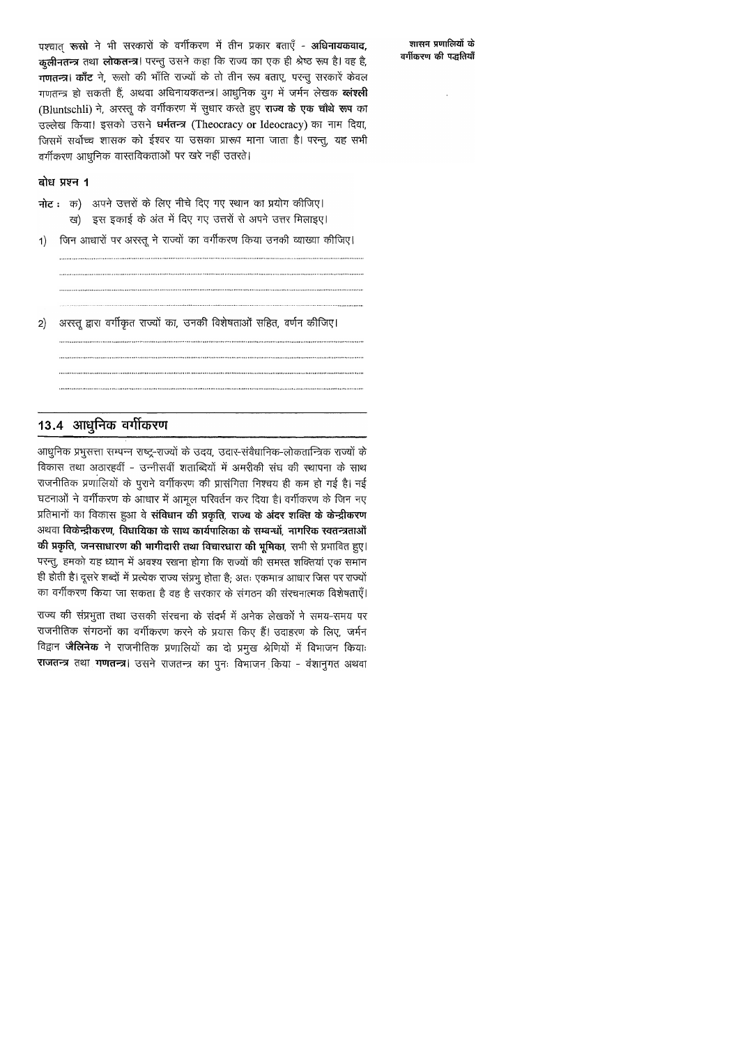पश्चात् **रूसो** ने भी सरकारों के वर्गीकरण में तीन प्रकार बताएँ - **अधिनायकवाद, कुलीनतन्त्र** तथा **लोकतन्त्र**। परन्तु उसने कहा कि राज्य का एक ही श्रेष्ठ रूप है। वह है, **गणतन्त्र**। **काँट** ने, रूसो की भाँति राज्यों के तो तीन रूप बताए, परन्तु सरकारें केवल गणतन्त्र हो सकती हैं, अथवा अधिनायकतन्त्र। आधुनिक युग में जर्मन लेखक **ब्लंश्ली** (Bluntschli) ने, अरस्तू के वर्गीकरण में सुधार करते हुए **राज्य के एक चौथे रूप** का उल्लेख किया। इसको उसने **धर्मतन्त्र** (Theocracy or Ideocracy) का नाम दिया, जिसमें सर्वोच्च शासक को ईश्वर या उसका प्रारूप माना जाता है। परन्तु, यह सभी वर्गीकरण आधुनिक वास्तविकताओं पर खरे नहीं उतरते।

**बोध प्रश्न 1**

**नोट :** क) अपने उत्तरों के लिए नीचे दिए गए स्थान का प्रयोग कीजिए।
ख) इस इकाई के अंत में दिए गए उत्तरों से अपने उत्तर मिलाइए।

1) जिन आधारों पर अरस्तू ने राज्यों का वर्गीकरण किया उनकी व्याख्या कीजिए।

..........................................................................................................................

..........................................................................................................................

..........................................................................................................................

..........................................................................................................................

2) अरस्तू द्वारा वर्गीकृत राज्यों का, उनकी विशेषताओं सहित, वर्णन कीजिए।

..........................................................................................................................

..........................................................................................................................

..........................................................................................................................

..........................................................................................................................

## 13.4 आधुनिक वर्गीकरण

आधुनिक प्रभुसत्ता सम्पन्न राष्ट्र-राज्यों के उदय, उदार-संवैधानिक-लोकतान्त्रिक राज्यों के विकास तथा अठारहवीं - उन्नीसवीं शताब्दियों में अमरीकी संघ की स्थापना के साथ राजनीतिक प्रणालियों के पुराने वर्गीकरण की प्रासंगिता निश्चय ही कम हो गई है। नई घटनाओं ने वर्गीकरण के आधार में आमूल परिवर्तन कर दिया है। वर्गीकरण के जिन नए प्रतिमानों का विकास हुआ वे **संविधान की प्रकृति, राज्य के अंदर शक्ति के केन्द्रीकरण** अथवा **विकेन्द्रीकरण, विधायिका के साथ कार्यपालिका के सम्बन्धों, नागरिक स्वतन्त्रताओं की प्रकृति, जनसाधारण की भागीदारी तथा विचारधारा की भूमिका**, सभी से प्रभावित हुए। परन्तु, हमको यह ध्यान में अवश्य रखना होगा कि राज्यों की समस्त शक्तियां एक समान ही होती है। दूसरे शब्दों में प्रत्येक राज्य संप्रभु होता है; अतः एकमात्र आधार जिस पर राज्यों का वर्गीकरण किया जा सकता है वह है सरकार के संगठन की संरचनात्मक विशेषताएँ।

राज्य की संप्रभुता तथा उसकी संरचना के संदर्भ में अनेक लेखकों ने समय-समय पर राजनीतिक संगठनों का वर्गीकरण करने के प्रयास किए हैं। उदाहरण के लिए, जर्मन विद्वान **जैलिनेक** ने राजनीतिक प्रणालियों का दो प्रमुख श्रेणियों में विभाजन किया: **राजतन्त्र** तथा **गणतन्त्र**। उसने राजतन्त्र का पुनः विभाजन किया - वंशानुगत अथवा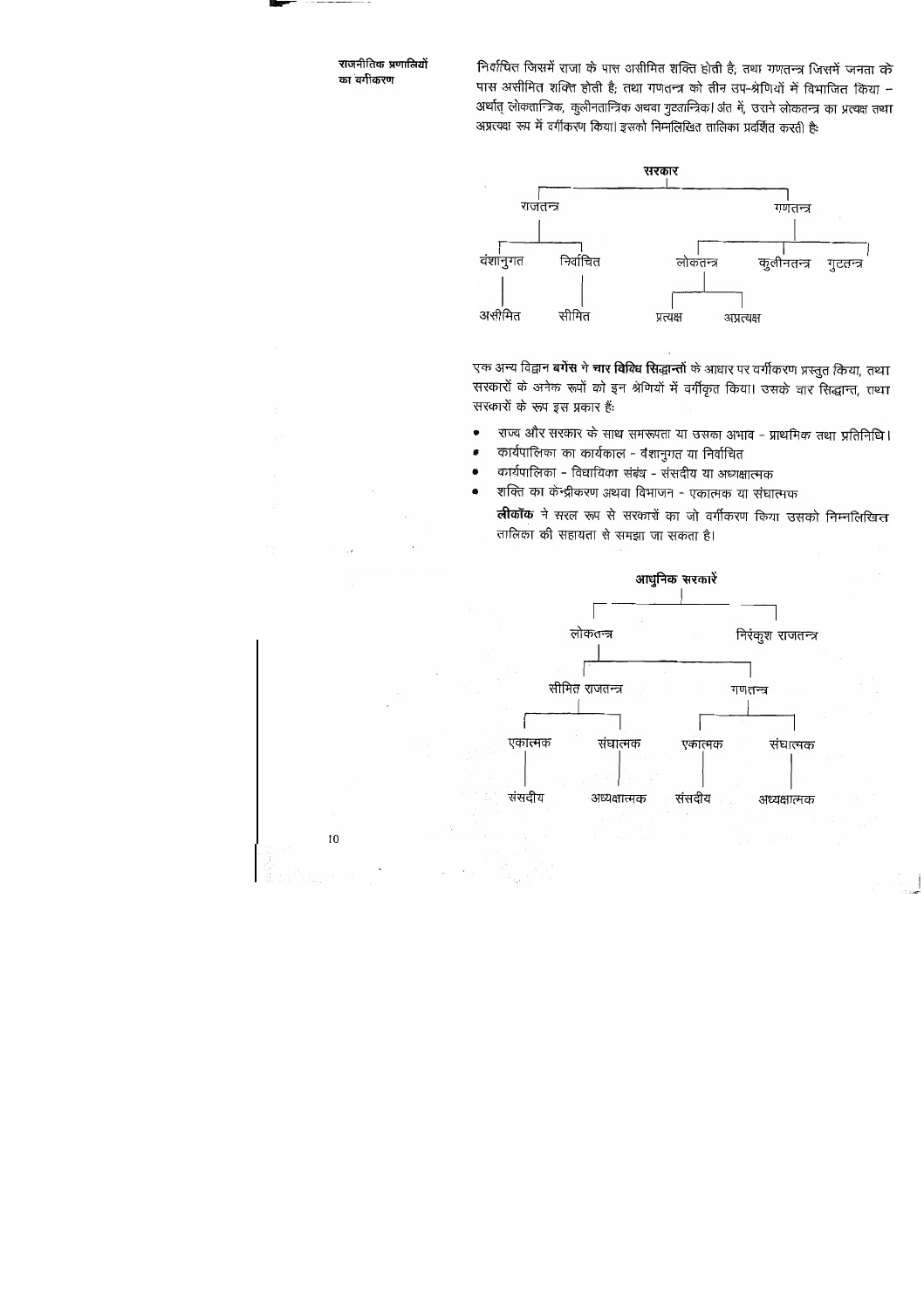**राजनीतिक प्रणालियों का वर्गीकरण**

निर्वाचित जिसमें राजा के पास असीमित शक्ति होती है; तथा गणतन्त्र जिसमें जनता के पास असीमित शक्ति होती है; तथा गणतन्त्र को तीन उप-श्रेणियों में विभाजित किया – अर्थात् लोकतान्त्रिक, कुलीनतान्त्रिक अथवा गुटतान्त्रिक। अंत में, उसने लोकतन्त्र का प्रत्यक्ष तथा अप्रत्यक्ष रूप में वर्गीकरण किया। इसको निम्नलिखित तालिका प्रदर्शित करती है:

- **सरकार**
  - राजतन्त्र
    - वंशानुगत
      - असीमित
    - निर्वाचित
      - सीमित
  - गणतन्त्र
    - लोकतन्त्र
      - प्रत्यक्ष
      - अप्रत्यक्ष
    - कुलीनतन्त्र
    - गुटतन्त्र

एक अन्य विद्वान **बर्गेस** ने **चार विविध सिद्धान्तों** के आधार पर वर्गीकरण प्रस्तुत किया, तथा सरकारों के अनेक रूपों को इन श्रेणियों में वर्गीकृत किया। उसके चार सिद्धान्त, तथा सरकारों के रूप इस प्रकार हैं:

- राज्य और सरकार के साथ समरूपता या उसका अभाव - प्राथमिक तथा प्रतिनिधि।
- कार्यपालिका का कार्यकाल - वंशानुगत या निर्वाचित
- कार्यपालिका - विधायिका संबंध - संसदीय या अध्यक्षात्मक
- शक्ति का केन्द्रीकरण अथवा विभाजन - एकात्मक या संघात्मक

**लीकॉक** ने सरल रूप से सरकारों का जो वर्गीकरण किया उसको निम्नलिखित तालिका की सहायता से समझा जा सकता है।

- **आधुनिक सरकारें**
  - लोकतन्त्र
    - सीमित राजतन्त्र
      - एकात्मक
        - संसदीय
      - संघात्मक
        - अध्यक्षात्मक
    - गणतन्त्र
      - एकात्मक
        - संसदीय
      - संघात्मक
        - अध्यक्षात्मक
  - निरंकुश राजतन्त्र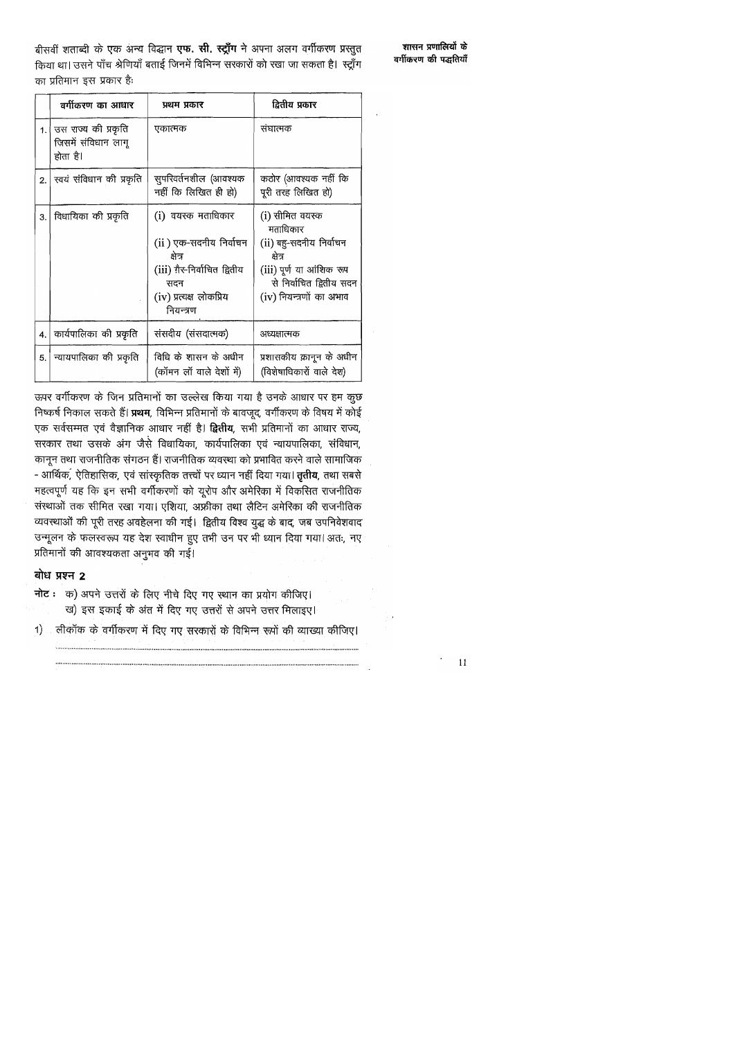बीसवीं शताब्दी के एक अन्य विद्वान **एफ. सी. स्ट्राँग** ने अपना अलग वर्गीकरण प्रस्तुत किया था। उसने पाँच श्रेणियाँ बताई जिनमें विभिन्न सरकारों को रखा जा सकता है। स्ट्राँग का प्रतिमान इस प्रकार हैः

| | वर्गीकरण का आधार | प्रथम प्रकार | द्वितीय प्रकार |
|---|---|---|---|
| 1. | उस राज्य की प्रकृति जिसमें संविधान लागू होता है। | एकात्मक | संघात्मक |
| 2. | स्वयं संविधान की प्रकृति | सुपरिवर्तनशील (आवश्यक नहीं कि लिखित ही हो) | कठोर (आवश्यक नहीं कि पूरी तरह लिखित हो) |
| 3. | विधायिका की प्रकृति | (i) वयस्क मताधिकार (ii) एक-सदनीय निर्वाचन क्षेत्र (iii) ग़ैर-निर्वाचित द्वितीय सदन (iv) प्रत्यक्ष लोकप्रिय नियन्त्रण | (i) सीमित वयस्क मताधिकार (ii) बहु-सदनीय निर्वाचन क्षेत्र (iii) पूर्ण या आंशिक रूप से निर्वाचित द्वितीय सदन (iv) नियन्त्रणों का अभाव |
| 4. | कार्यपालिका की प्रकृति | संसदीय (संसदात्मक) | अध्यक्षात्मक |
| 5. | न्यायपालिका की प्रकृति | विधि के शासन के अधीन (कॉमन लॉ वाले देशों में) | प्रशासकीय क़ानून के अधीन (विशेषाधिकारों वाले देश) |

ऊपर वर्गीकरण के जिन प्रतिमानों का उल्लेख किया गया है उनके आधार पर हम कुछ निष्कर्ष निकाल सकते हैं। **प्रथम**, विभिन्न प्रतिमानों के बावजूद, वर्गीकरण के विषय में कोई एक सर्वसम्मत एवं वैज्ञानिक आधार नहीं है। **द्वितीय**, सभी प्रतिमानों का आधार राज्य, सरकार तथा उसके अंग जैसे विधायिका, कार्यपालिका एवं न्यायपालिका, संविधान, कानून तथा राजनीतिक संगठन हैं। राजनीतिक व्यवस्था को प्रभावित करने वाले सामाजिक - आर्थिक, ऐतिहासिक, एवं सांस्कृतिक तत्त्वों पर ध्यान नहीं दिया गया। **तृतीय**, तथा सबसे महत्वपूर्ण यह कि इन सभी वर्गीकरणों को यूरोप और अमेरिका में विकसित राजनीतिक संस्थाओं तक सीमित रखा गया। एशिया, अफ्रीका तथा लैटिन अमेरिका की राजनीतिक व्यवस्थाओं की पूरी तरह अवहेलना की गई। द्वितीय विश्व युद्ध के बाद, जब उपनिवेशवाद उन्मूलन के फलस्वरूप यह देश स्वाधीन हुए तभी उन पर भी ध्यान दिया गया। अतः, नए प्रतिमानों की आवश्यकता अनुभव की गई।

## बोध प्रश्न 2

**नोट :** क) अपने उत्तरों के लिए नीचे दिए गए स्थान का प्रयोग कीजिए।
ख) इस इकाई के अंत में दिए गए उत्तरों से अपने उत्तर मिलाइए।

1) लीकॉक के वर्गीकरण में दिए गए सरकारों के विभिन्न रूपों की व्याख्या कीजिए।

........................................................................................................................................

........................................................................................................................................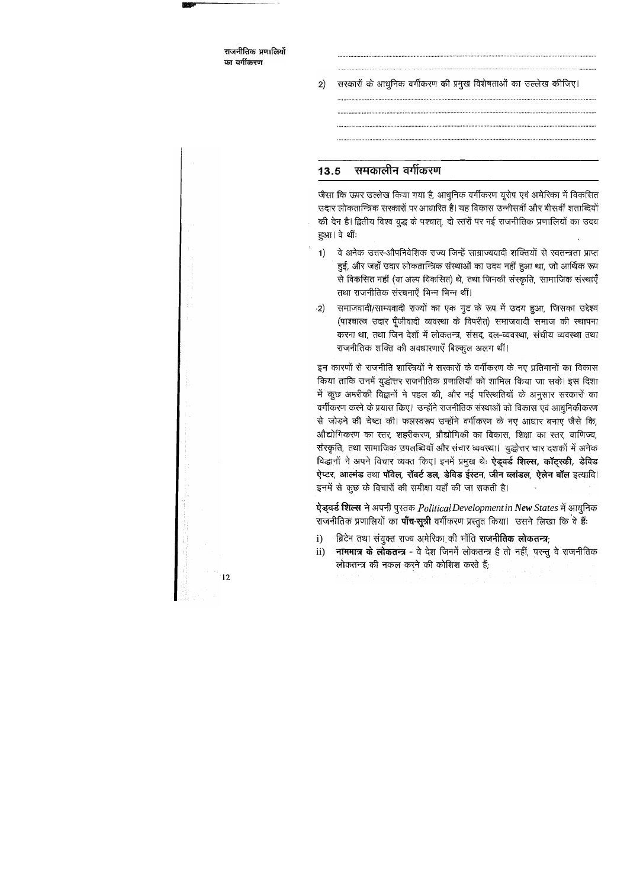2) सरकारों के आधुनिक वर्गीकरण की प्रमुख विशेषताओं का उल्लेख कीजिए।

## 13.5 समकालीन वर्गीकरण

जैसा कि ऊपर उल्लेख किया गया है, आधुनिक वर्गीकरण यूरोप एवं अमेरिका में विकसित उदार लोकतान्त्रिक सरकारों पर आधारित है। यह विकास उन्नीसवीं और बीसवीं शताब्दियों की देन है। द्वितीय विश्व युद्ध के पश्चात्, दो स्तरों पर नई राजनीतिक प्रणालियों का उदय हुआ। वे थीं:

1) वे अनेक उत्तर-औपनिवेशिक राज्य जिन्हें साम्राज्यवादी शक्तियों से स्वतन्त्रता प्राप्त हुई, और जहाँ उदार लोकतान्त्रिक संस्थाओं का उदय नहीं हुआ था, जो आर्थिक रूप से विकसित नहीं (या अल्प विकसित) थे, तथा जिनकी संस्कृति, सामाजिक संस्थाएँ तथा राजनीतिक संरचनाएँ भिन्न भिन्न थीं।
2) समाजवादी/साम्यवादी राज्यों का एक गुट के रूप में उदय हुआ, जिसका उद्देश्य (पाश्चात्य उदार पूँजीवादी व्यवस्था के विपरीत) समाजवादी समाज की स्थापना करना था, तथा जिन देशों में लोकतन्त्र, संसद, दल-व्यवस्था, संघीय व्यवस्था तथा राजनीतिक शक्ति की अवधारणाएँ बिल्कुल अलग थीं।

इन कारणों से राजनीति शास्त्रियों ने सरकारों के वर्गीकरण के नए प्रतिमानों का विकास किया ताकि उनमें युद्धोत्तर राजनीतिक प्रणालियों को शामिल किया जा सके। इस दिशा में कुछ अमरीकी विद्वानों ने पहल की, और नई परिस्थितियों के अनुसार सरकारों का वर्गीकरण करने के प्रयास किए। उन्होंने राजनीतिक संस्थाओं को विकास एवं आधुनिकीकरण से जोड़ने की चेष्टा की। फलस्वरूप उन्होंने वर्गीकरण के नए आधार बनाए जैसे कि, औद्योगिकरण का स्तर, शहरीकरण, प्रौद्योगिकी का विकास, शिक्षा का स्तर, वाणिज्य, संस्कृति, तथा सामाजिक उपलब्धियाँ और संचार व्यवस्था। युद्धोत्तर चार दशकों में अनेक विद्वानों ने अपने विचार व्यक्त किए। इनमें प्रमुख थेः **ऐड्वर्ड शिल्स, कॉट्स्की, डेविड ऐप्टर, आल्मंड** तथा **पॉवेल, रॉबर्ट डल, डेविड ईस्टन, जीन ब्लांडल, ऐलेन बॉल** इत्यादि। इनमें से कुछ के विचारों की समीक्षा यहाँ की जा सकती है।

**ऐड्वर्ड शिल्स** ने अपनी पुस्तक *Political Development in New States* में आधुनिक राजनीतिक प्रणालियों का **पाँच-सूत्री** वर्गीकरण प्रस्तुत किया। उसने लिखा कि वे हैं:

i) ब्रिटेन तथा संयुक्त राज्य अमेरिका की भाँति **राजनीतिक लोकतन्त्र**;
ii) **नाममात्र के लोकतन्त्र** - वे देश जिनमें लोकतन्त्र है तो नहीं, परन्तु वे राजनीतिक लोकतन्त्र की नकल करने की कोशिश करते हैं;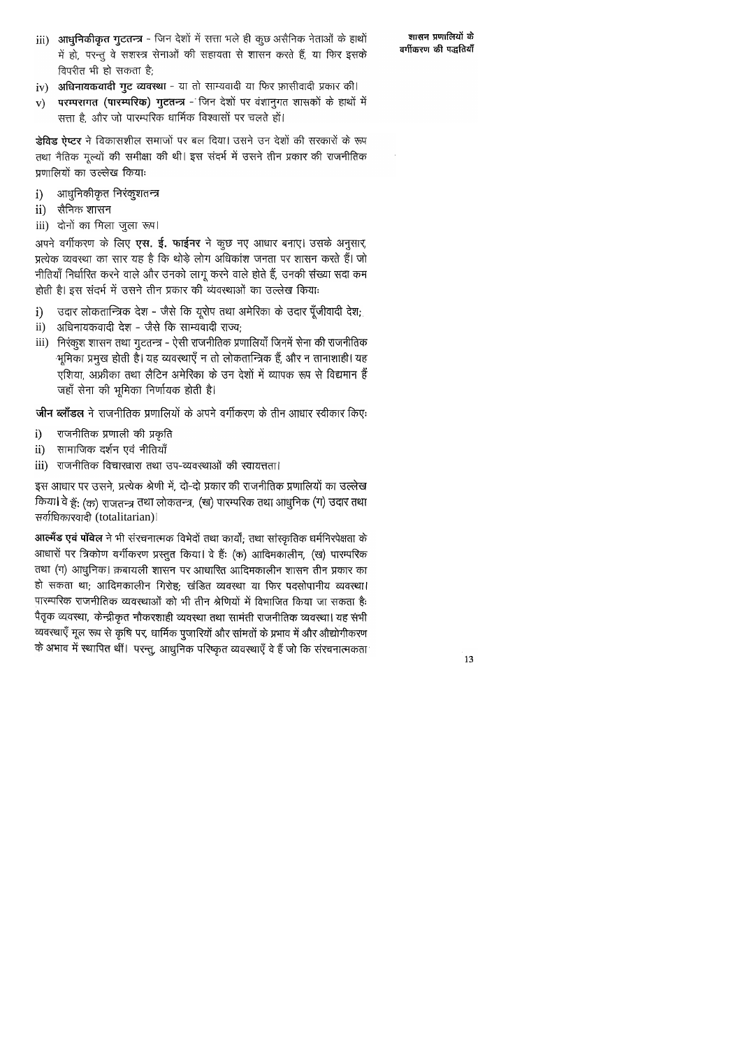iii) **आधुनिकीकृत गुटतन्त्र** - जिन देशों में सत्ता भले ही कुछ असैनिक नेताओं के हाथों में हो, परन्तु वे सशस्त्र सेनाओं की सहायता से शासन करते हैं, या फिर इसके विपरीत भी हो सकता है;

iv) **अधिनायकवादी गुट व्यवस्था** - या तो साम्यवादी या फिर फ़ासीवादी प्रकार की।

v) **परम्परागत (पारम्परिक) गुटतन्त्र** - जिन देशों पर वंशानुगत शासकों के हाथों में सत्ता है, और जो पारम्परिक धार्मिक विश्वासों पर चलते हों।

**डेविड ऐप्टर** ने विकासशील समाजों पर बल दिया। उसने उन देशों की सरकारों के रूप तथा नैतिक मूल्यों की समीक्षा की थी। इस संदर्भ में उसने तीन प्रकार की राजनीतिक प्रणालियों का उल्लेख कियाः

i) आधुनिकीकृत निरंकुशतन्त्र
ii) सैनिक शासन
iii) दोनों का मिला जुला रूप।

अपने वर्गीकरण के लिए **एस. ई. फाईनर** ने कुछ नए आधार बनाए। उसके अनुसार, प्रत्येक व्यवस्था का सार यह है कि थोड़े लोग अधिकांश जनता पर शासन करते हैं। जो नीतियाँ निर्धारित करने वाले और उनको लागू करने वाले होते हैं, उनकी संख्या सदा कम होती है। इस संदर्भ में उसने तीन प्रकार की व्यवस्थाओं का उल्लेख कियाः

i) उदार लोकतान्त्रिक देश - जैसे कि यूरोप तथा अमेरिका के उदार पूँजीवादी देश;
ii) अधिनायकवादी देश - जैसे कि साम्यवादी राज्य;
iii) निरंकुश शासन तथा गुटतन्त्र - ऐसी राजनीतिक प्रणालियाँ जिनमें सेना की राजनीतिक भूमिका प्रमुख होती है। यह व्यवस्थाएँ न तो लोकतान्त्रिक हैं, और न तानाशाही। यह एशिया, अफ्रीका तथा लैटिन अमेरिका के उन देशों में व्यापक रूप से विद्यमान हैं जहाँ सेना की भूमिका निर्णायक होती है।

**जीन ब्लॉंडल** ने राजनीतिक प्रणालियों के अपने वर्गीकरण के तीन आधार स्वीकार किएः

i) राजनीतिक प्रणाली की प्रकृति
ii) सामाजिक दर्शन एवं नीतियाँ
iii) राजनीतिक विचारधारा तथा उप-व्यवस्थाओं की स्वायत्तता।

इस आधार पर उसने, प्रत्येक श्रेणी में, दो-दो प्रकार की राजनीतिक प्रणालियों का उल्लेख किया। वे हैंः (क) राजतन्त्र तथा लोकतन्त्र, (ख) पारम्परिक तथा आधुनिक (ग) उदार तथा सर्वाधिकारवादी (totalitarian)।

**आल्मंड एवं पॉवेल** ने भी संरचनात्मक विभेदों तथा कार्यों; तथा सांस्कृतिक धर्मनिरपेक्षता के आधारों पर त्रिकोण वर्गीकरण प्रस्तुत किया। वे हैंः (क) आदिमकालीन, (ख) पारम्परिक तथा (ग) आधुनिक। क़बायली शासन पर आधारित आदिमकालीन शासन तीन प्रकार का हो सकता था; आदिमकालीन गिरोह; खंडित व्यवस्था या फिर पदसोपानीय व्यवस्था। पारम्परिक राजनीतिक व्यवस्थाओं को भी तीन श्रेणियों में विभाजित किया जा सकता हैः पैतृक व्यवस्था, केन्द्रीकृत नौकरशाही व्यवस्था तथा सामंती राजनीतिक व्यवस्था। यह सभी व्यवस्थाएँ मूल रूप से कृषि पर, धार्मिक पुजारियों और सामंतों के प्रभाव में और औद्योगीकरण के अभाव में स्थापित थीं। परन्तु, आधुनिक परिष्कृत व्यवस्थाएँ वे हैं जो कि संरचनात्मकता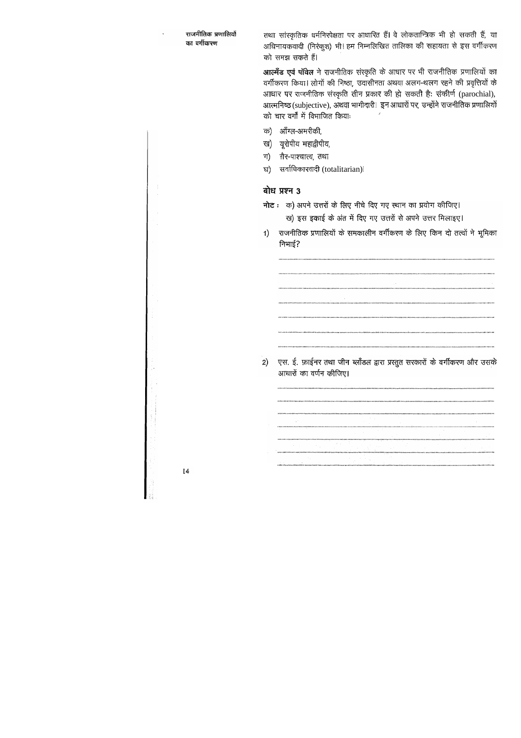तथा सांस्कृतिक धर्मनिरपेक्षता पर आधारित हैं। वे लोकतान्त्रिक भी हो सकती हैं, या अधिनायकवादी (निरंकुश) भी। हम निम्नलिखित तालिका की सहायता से इस वर्गीकरण को समझ सकते हैं।

**आल्मँड एवं पॉवेल** ने राजनीतिक संस्कृति के आधार पर भी राजनीतिक प्रणालियों का वर्गीकरण किया। लोगों की निष्ठा, उदासीनता अथवा अलग-थलग रहने की प्रवृत्तियों के आधार पर राजनीतिक संस्कृति तीन प्रकार की हो सकती है: संकीर्ण (parochial), आत्मनिष्ठ (subjective), अथवा भागीदारी। इन आधारों पर, उन्होंने राजनीतिक प्रणालियों को चार वर्गों में विभाजित किया:

क) आँग्ल-अमरीकी,

ख) यूरोपीय महाद्वीपीय,

ग) ग़ैर-पाश्चात्य, तथा

घ) सर्वाधिकारवादी (totalitarian)।

### बोध प्रश्न 3

**नोट :** क) अपने उत्तरों के लिए नीचे दिए गए स्थान का प्रयोग कीजिए।

ख) इस इकाई के अंत में दिए गए उत्तरों से अपने उत्तर मिलाइए।

1) राजनीतिक प्रणालियों के समकालीन वर्गीकरण के लिए किन दो तत्वों ने भूमिका निभाई?

..............................................................................................................

..............................................................................................................

..............................................................................................................

..............................................................................................................

..............................................................................................................

..............................................................................................................

..............................................................................................................

2) एस. ई. फ़ाईनर तथा जीन ब्लाँडल द्वारा प्रस्तुत सरकारों के वर्गीकरण और उसके आधारों का वर्णन कीजिए।

..............................................................................................................

..............................................................................................................

..............................................................................................................

..............................................................................................................

..............................................................................................................

..............................................................................................................

..............................................................................................................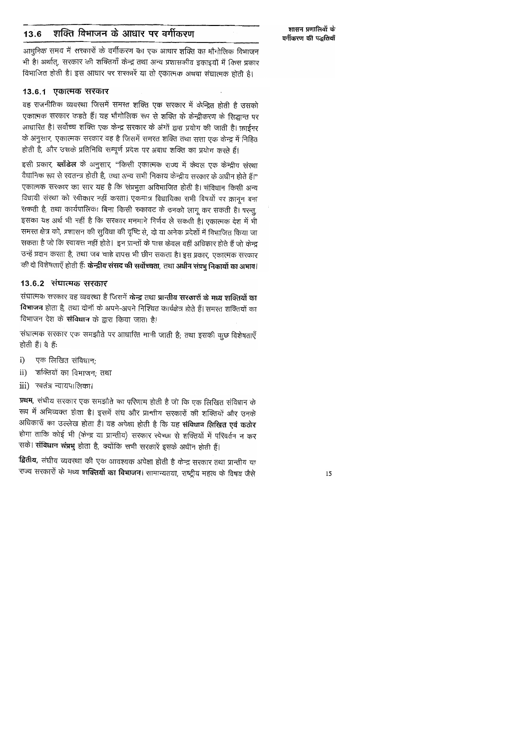## 13.6 शक्ति विभाजन के आधार पर वर्गीकरण

आधुनिक समय में सरकारों के वर्गीकरण का एक आधार शक्ति का भौगोलिक विभाजन भी है। अर्थात्, सरकार की शक्तियाँ केन्द्र तथा अन्य प्रशासकीय इकाइयों में किस प्रकार विभाजित होती है। इस आधार पर सरकारें या तो एकात्मक अथवा संघात्मक होती है।

### 13.6.1 एकात्मक सरकार

वह राजनीतिक व्यवस्था जिसमें समस्त शक्ति एक सरकार में केन्द्रित होती है उसको एकात्मक सरकार कहते हैं। यह भौगोलिक रूप से शक्ति के केन्द्रीकरण के सिद्धान्त पर आधारित है। सर्वोच्च शक्ति एक केन्द्र सरकार के अंगों द्वारा प्रयोग की जाती है। फ़ाईनर के अनुसार, एकात्मक सरकार वह है जिसमें समस्त शक्ति तथा सत्ता एक केन्द्र में निहित होती है, और उसके प्रतिनिधि सम्पूर्ण प्रदेश पर अबाध शक्ति का प्रयोग करते हैं।

इसी प्रकार, **ब्लॉडेल** के अनुसार, "किसी एकात्मक राज्य में केवल एक केन्द्रीय संस्था वैधानिक रूप से स्वतन्त्र होती है, तथा अन्य सभी निकाय केन्द्रीय सरकार के अधीन होते हैं।" एकात्मक सरकार का सार यह है कि संप्रभुता अविभाजित होती है। संविधान किसी अन्य विधायी संस्था को स्वीकार नहीं करता। एकमात्र विधायिका सभी विषयों पर क़ानून बना सकती है, तथा कार्यपालिका बिना किसी रुकावट के उनको लागू कर सकती है। परन्तु, इसका यह अर्थ भी नहीं है कि सरकार मनमाने निर्णय ले सकती है। एकात्मक देश में भी समस्त क्षेत्र को, प्रशासन की सुविधा की दृष्टि से, दो या अनेक प्रदेशों में विभाजित किया जा सकता है जो कि स्वायत्त नहीं होते। इन प्रान्तों के पास केवल वहीं अधिकार होते हैं जो केन्द्र उन्हें प्रदान करता है, तथा जब चाहे वापस भी छीन सकता है। इस प्रकार, एकात्मक सरकार की दो विशेषताएँ होती हैं: **केन्द्रीय संसद की सर्वोच्चता**, तथा **अधीन संप्रभु निकायों का अभाव**।

### 13.6.2 संघात्मक सरकार

संघात्मक सरकार वह व्यवस्था है जिसमें **केन्द्र** तथा **प्रान्तीय सरकारों के मध्य शक्तियों का विभाजन** होता है, तथा दोनों के अपने-अपने निश्चित कार्यक्षेत्र होते हैं। समस्त शक्तियों का विभाजन देश के **संविधान** के द्वारा किया जाता है।

संघात्मक सरकार एक समझौते पर आधारित मानी जाती है; तथा इसकी कुछ विशेषताएँ होती हैं। वे हैं:

i) एक लिखित संविधान;

ii) शक्तियों का विभाजन; तथा

iii) स्वतंत्र न्यायपालिका।

**प्रथम,** संघीय सरकार एक समझौते का परिणाम होती है जो कि एक लिखित संविधान के रूप में अभिव्यक्त होता है। इसमें संघ और प्रान्तीय सरकारों की शक्तियों और उनके अधिकारों का उल्लेख होता है। यह अपेक्षा होती है कि यह **संविधान लिखित एवं कठोर** होगा ताकि कोई भी (केन्द्र या प्रान्तीय) सरकार स्वेच्छा से शक्तियों में परिवर्तन न कर सके। **संविधान संप्रभु** होता है, क्योंकि सभी सरकारें इसके अधीन होती हैं।

**द्वितीय,** संघीय व्यवस्था की एक आवश्यक अपेक्षा होती है केन्द्र सरकार तथा प्रान्तीय या राज्य सरकारों के मध्य **शक्तियों का विभाजन**। सामान्यतया, राष्ट्रीय महत्व के विषय जैसे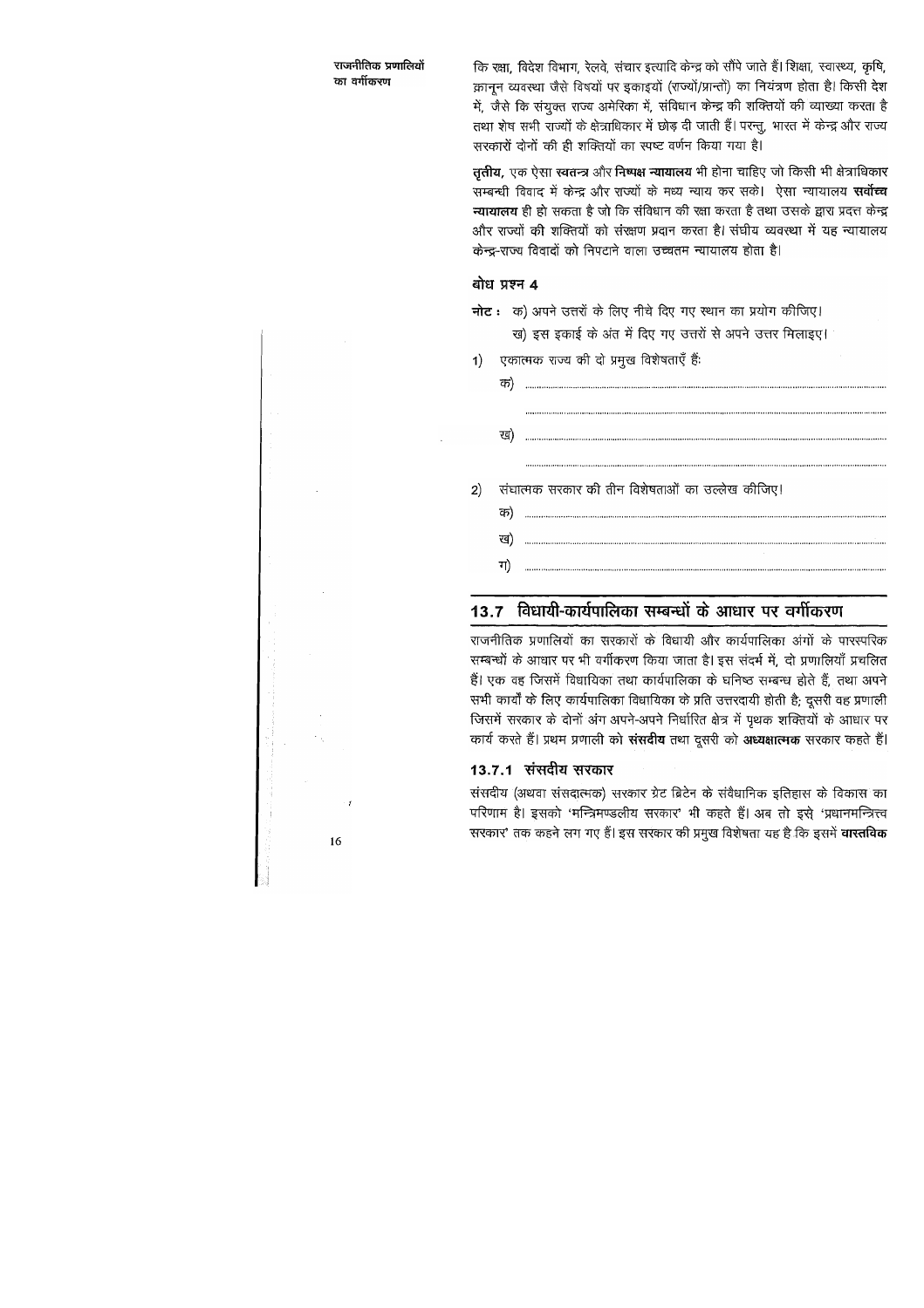कि रक्षा, विदेश विभाग, रेलवे, संचार इत्यादि केन्द्र को सौंपे जाते हैं। शिक्षा, स्वास्थ्य, कृषि, क़ानून व्यवस्था जैसे विषयों पर इकाइयों (राज्यों/प्रान्तों) का नियंत्रण होता है। किसी देश में, जैसे कि संयुक्त राज्य अमेरिका में, संविधान केन्द्र की शक्तियों की व्याख्या करता है तथा शेष सभी राज्यों के क्षेत्राधिकार में छोड़ दी जाती हैं। परन्तु, भारत में केन्द्र और राज्य सरकारों दोनों की ही शक्तियों का स्पष्ट वर्णन किया गया है।

**तृतीय**, एक ऐसा **स्वतन्त्र** और **निष्पक्ष न्यायालय** भी होना चाहिए जो किसी भी क्षेत्राधिकार सम्बन्धी विवाद में केन्द्र और राज्यों के मध्य न्याय कर सके। ऐसा न्यायालय **सर्वोच्च न्यायालय** ही हो सकता है जो कि संविधान की रक्षा करता है तथा उसके द्वारा प्रदत्त केन्द्र और राज्यों की शक्तियों को संरक्षण प्रदान करता है। संघीय व्यवस्था में यह न्यायालय केन्द्र-राज्य विवादों को निपटाने वाला उच्चतम न्यायालय होता है।

### बोध प्रश्न 4

**नोट :** क) अपने उत्तरों के लिए नीचे दिए गए स्थान का प्रयोग कीजिए।
ख) इस इकाई के अंत में दिए गए उत्तरों से अपने उत्तर मिलाइए।

1) एकात्मक राज्य की दो प्रमुख विशेषताएँ हैं:

   क) ...............................................................................................

   ख) ...............................................................................................

2) संघात्मक सरकार की तीन विशेषताओं का उल्लेख कीजिए।

   क) ...............................................................................................

   ख) ...............................................................................................

   ग) ...............................................................................................

## 13.7 विधायी-कार्यपालिका सम्बन्धों के आधार पर वर्गीकरण

राजनीतिक प्रणालियों का सरकारों के विधायी और कार्यपालिका अंगों के पारस्परिक सम्बन्धों के आधार पर भी वर्गीकरण किया जाता है। इस संदर्भ में, दो प्रणालियाँ प्रचलित हैं। एक वह जिसमें विधायिका तथा कार्यपालिका के घनिष्ठ सम्बन्ध होते हैं, तथा अपने सभी कार्यों के लिए कार्यपालिका विधायिका के प्रति उत्तरदायी होती है; दूसरी वह प्रणाली जिसमें सरकार के दोनों अंग अपने-अपने निर्धारित क्षेत्र में पृथक शक्तियों के आधार पर कार्य करते हैं। प्रथम प्रणाली को **संसदीय** तथा दूसरी को **अध्यक्षात्मक** सरकार कहते हैं।

### 13.7.1 संसदीय सरकार

संसदीय (अथवा संसदात्मक) सरकार ग्रेट ब्रिटेन के संवैधानिक इतिहास के विकास का परिणाम है। इसको 'मन्त्रिमण्डलीय सरकार' भी कहते हैं। अब तो इसे 'प्रधानमन्त्रित्व सरकार' तक कहने लग गए हैं। इस सरकार की प्रमुख विशेषता यह है कि इसमें **वास्तविक**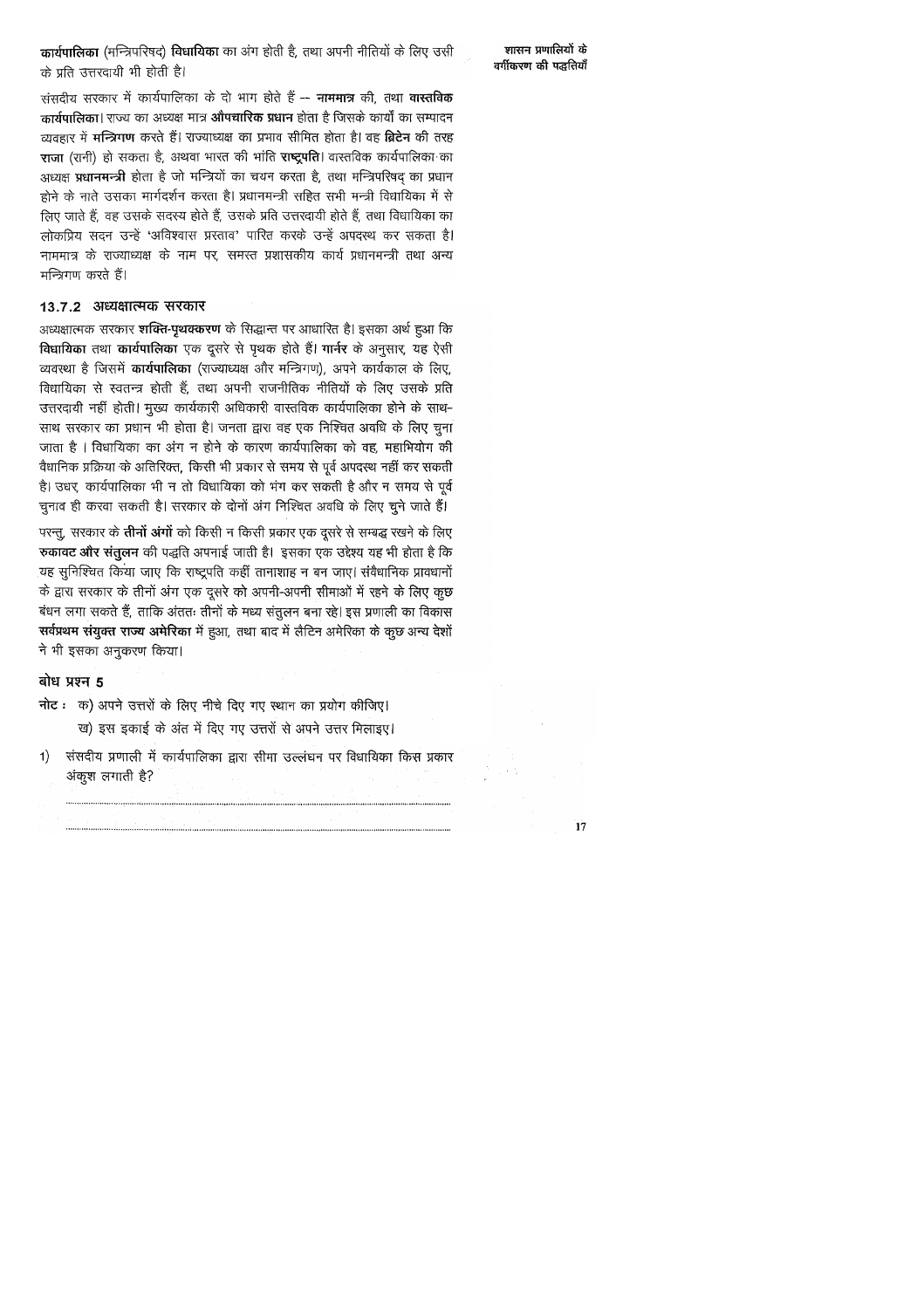**कार्यपालिका** (मन्त्रिपरिषद्) **विधायिका** का अंग होती है, तथा अपनी नीतियों के लिए उसी के प्रति उत्तरदायी भी होती है।

संसदीय सरकार में कार्यपालिका के दो भाग होते हैं -- **नाममात्र** की, तथा **वास्तविक कार्यपालिका**। राज्य का अध्यक्ष मात्र **औपचारिक प्रधान** होता है जिसके कार्यों का सम्पादन व्यवहार में **मन्त्रिगण** करते हैं। राज्याध्यक्ष का प्रभाव सीमित होता है। वह **ब्रिटेन** की तरह **राजा** (रानी) हो सकता है, अथवा भारत की भांति **राष्ट्रपति**। वास्तविक कार्यपालिका का अध्यक्ष **प्रधानमन्त्री** होता है जो मन्त्रियों का चयन करता है, तथा मन्त्रिपरिषद् का प्रधान होने के नाते उसका मार्गदर्शन करता है। प्रधानमन्त्री सहित सभी मन्त्री विधायिका में से लिए जाते हैं, वह उसके सदस्य होते हैं, उसके प्रति उत्तरदायी होते हैं, तथा विधायिका का लोकप्रिय सदन उन्हें 'अविश्वास प्रस्ताव' पारित करके उन्हें अपदस्थ कर सकता है। नाममात्र के राज्याध्यक्ष के नाम पर, समस्त प्रशासकीय कार्य प्रधानमन्त्री तथा अन्य मन्त्रिगण करते हैं।

### 13.7.2 अध्यक्षात्मक सरकार

अध्यक्षात्मक सरकार **शक्ति-पृथक्करण** के सिद्धान्त पर आधारित है। इसका अर्थ हुआ कि **विधायिका** तथा **कार्यपालिका** एक दूसरे से पृथक होते हैं। **गार्नर** के अनुसार, यह ऐसी व्यवस्था है जिसमें **कार्यपालिका** (राज्याध्यक्ष और मन्त्रिगण), अपने कार्यकाल के लिए, विधायिका से स्वतन्त्र होती हैं, तथा अपनी राजनीतिक नीतियों के लिए उसके प्रति उत्तरदायी नहीं होती। मुख्य कार्यकारी अधिकारी वास्तविक कार्यपालिका होने के साथ-साथ सरकार का प्रधान भी होता है। जनता द्वारा वह एक निश्चित अवधि के लिए चुना जाता है । विधायिका का अंग न होने के कारण कार्यपालिका को वह, महाभियोग की वैधानिक प्रक्रिया के अतिरिक्त, किसी भी प्रकार से समय से पूर्व अपदस्थ नहीं कर सकती है। उधर, कार्यपालिका भी न तो विधायिका को भंग कर सकती है और न समय से पूर्व चुनाव ही करवा सकती है। सरकार के दोनों अंग निश्चित अवधि के लिए चुने जाते हैं।

परन्तु, सरकार के **तीनों अंगों** को किसी न किसी प्रकार एक दूसरे से सम्बद्ध रखने के लिए **रुकावट और संतुलन** की पद्धति अपनाई जाती है। इसका एक उद्देश्य यह भी होता है कि यह सुनिश्चित किया जाए कि राष्ट्रपति कहीं तानाशाह न बन जाए। संवैधानिक प्रावधानों के द्वारा सरकार के तीनों अंग एक दूसरे को अपनी-अपनी सीमाओं में रहने के लिए कुछ बंधन लगा सकते हैं, ताकि अंततः तीनों के मध्य संतुलन बना रहे। इस प्रणाली का विकास **सर्वप्रथम संयुक्त राज्य अमेरिका** में हुआ, तथा बाद में लैटिन अमेरिका के कुछ अन्य देशों ने भी इसका अनुकरण किया।

### बोध प्रश्न 5

**नोट :** क) अपने उत्तरों के लिए नीचे दिए गए स्थान का प्रयोग कीजिए।

ख) इस इकाई के अंत में दिए गए उत्तरों से अपने उत्तर मिलाइए।

1) संसदीय प्रणाली में कार्यपालिका द्वारा सीमा उल्लंघन पर विधायिका किस प्रकार अंकुश लगाती है?

........................................................................................................................................

........................................................................................................................................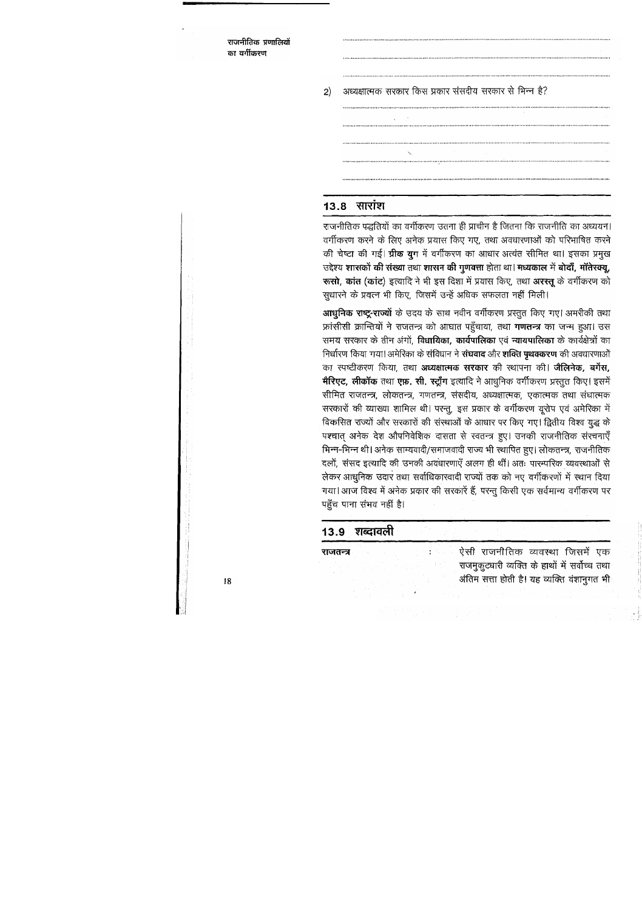2) अध्यक्षात्मक सरकार किस प्रकार संसदीय सरकार से भिन्न है?

## 13.8 सारांश

राजनीतिक पद्धतियों का वर्गीकरण उतना ही प्राचीन है जितना कि राजनीति का अध्ययन। वर्गीकरण करने के लिए अनेक प्रयास किए गए, तथा अवधारणाओं को परिभाषित करने की चेष्टा की गई। **ग्रीक युग** में वर्गीकरण का आधार अत्यंत सीमित था। इसका प्रमुख उद्देश्य **शासकों की संख्या** तथा **शासन की गुणवत्ता** होता था। **मध्यकाल** में **बोदाँ, मॉतेस्क्यू, रूसो, कांत (कांट)** इत्यादि ने भी इस दिशा में प्रयास किए, तथा **अरस्तू** के वर्गीकरण को सुधारने के प्रयत्न भी किए, जिसमें उन्हें अधिक सफलता नहीं मिली।

**आधुनिक राष्ट्र-राज्यों** के उदय के साथ नवीन वर्गीकरण प्रस्तुत किए गए। अमरीकी तथा फ्रांसीसी क्रान्तियों ने राजतन्त्र को आघात पहुँचाया, तथा **गणतन्त्र** का जन्म हुआ। उस समय सरकार के तीन अंगों, **विधायिका, कार्यपालिका** एवं **न्यायपालिका** के कार्यक्षेत्रों का निर्धारण किया गया। अमेरिका के **संविधान** ने **संघवाद** और **शक्ति पृथक्करण** की अवधारणाओं का स्पष्टीकरण किया, तथा **अध्यक्षात्मक सरकार** की स्थापना की। **जैलिनेक, बर्गेस, मैरिएट, लीकॉक** तथा **एफ़. सी. स्ट्रॉंग** इत्यादि ने आधुनिक वर्गीकरण प्रस्तुत किए। इसमें सीमित राजतन्त्र, लोकतन्त्र, गणतन्त्र, संसदीय, अध्यक्षात्मक, एकात्मक तथा संघात्मक सरकारों की व्याख्या शामिल थी। परन्तु, इस प्रकार के वर्गीकरण यूरोप एवं अमेरिका में विकसित राज्यों और सरकारों की संस्थाओं के आधार पर किए गए। द्वितीय विश्व युद्ध के पश्चात् अनेक देश औपनिवेशिक दासता से स्वतन्त्र हुए। उनकी राजनीतिक संरचनाएँ भिन्न-भिन्न थी। अनेक साम्यवादी/समाजवादी राज्य भी स्थापित हुए। लोकतन्त्र, राजनीतिक दलों, संसद इत्यादि की उनकी अवधारणाएँ अलग ही थीं। अतः पारम्परिक व्यवस्थाओं से लेकर आधुनिक उदार तथा सर्वाधिकारवादी राज्यों तक को नए वर्गीकरणों में स्थान दिया गया। आज विश्व में अनेक प्रकार की सरकारें हैं, परन्तु किसी एक सर्वमान्य वर्गीकरण पर पहुँच पाना संभव नहीं है।

## 13.9 शब्दावली

**राजतन्त्र** : ऐसी राजनीतिक व्यवस्था जिसमें एक राजमुकुटधारी व्यक्ति के हाथों में सर्वोच्च तथा अंतिम सत्ता होती है। यह व्यक्ति वंशानुगत भी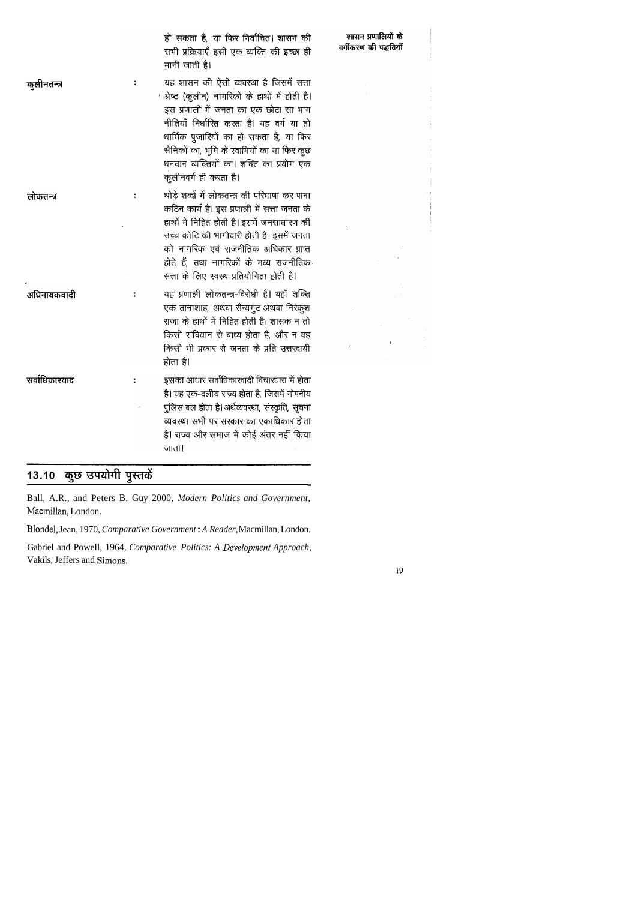हो सकता है, या फिर निर्वाचित। शासन की सभी प्रक्रियाएँ इसी एक व्यक्ति की इच्छा ही मानी जाती है।

**कुलीनतन्त्र** : यह शासन की ऐसी व्यवस्था है जिसमें सत्ता श्रेष्ठ (कुलीन) नागरिकों के हाथों में होती है। इस प्रणाली में जनता का एक छोटा सा भाग नीतियाँ निर्धारित करता है। यह वर्ग या तो धार्मिक पुजारियों का हो सकता है, या फिर सैनिकों का, भूमि के स्वामियों का या फिर कुछ धनवान व्यक्तियों का। शक्ति का प्रयोग एक कुलीनवर्ग ही करता है।

**लोकतन्त्र** : थोड़े शब्दों में लोकतन्त्र की परिभाषा कर पाना कठिन कार्य है। इस प्रणाली में सत्ता जनता के हाथों में निहित होती है। इसमें जनसाधारण की उच्च कोटि की भागीदारी होती है। इसमें जनता को नागरिक एवं राजनीतिक अधिकार प्राप्त होते हैं, तथा नागरिकों के मध्य राजनीतिक सत्ता के लिए स्वस्थ प्रतियोगिता होती है।

**अधिनायकवादी** : यह प्रणाली लोकतन्त्र-विरोधी है। यहाँ शक्ति एक तानाशाह, अथवा सैन्यगुट अथवा निरंकुश राजा के हाथों में निहित होती है। शासक न तो किसी संविधान से बाध्य होता है, और न वह किसी भी प्रकार से जनता के प्रति उत्तरदायी होता है।

**सर्वाधिकारवाद** : इसका आधार सर्वाधिकारवादी विचारधारा में होता है। यह एक-दलीय राज्य होता है, जिसमें गोपनीय पुलिस बल होता है। अर्थव्यवस्था, संस्कृति, सूचना व्यवस्था सभी पर सरकार का एकाधिकार होता है। राज्य और समाज में कोई अंतर नहीं किया जाता।

## 13.10 कुछ उपयोगी पुस्तकें

Ball, A.R., and Peters B. Guy 2000, *Modern Politics and Government*, Macmillan, London.

Blondel, Jean, 1970, *Comparative Government : A Reader*, Macmillan, London.

Gabriel and Powell, 1964, *Comparative Politics: A Development Approach*, Vakils, Jeffers and Simons.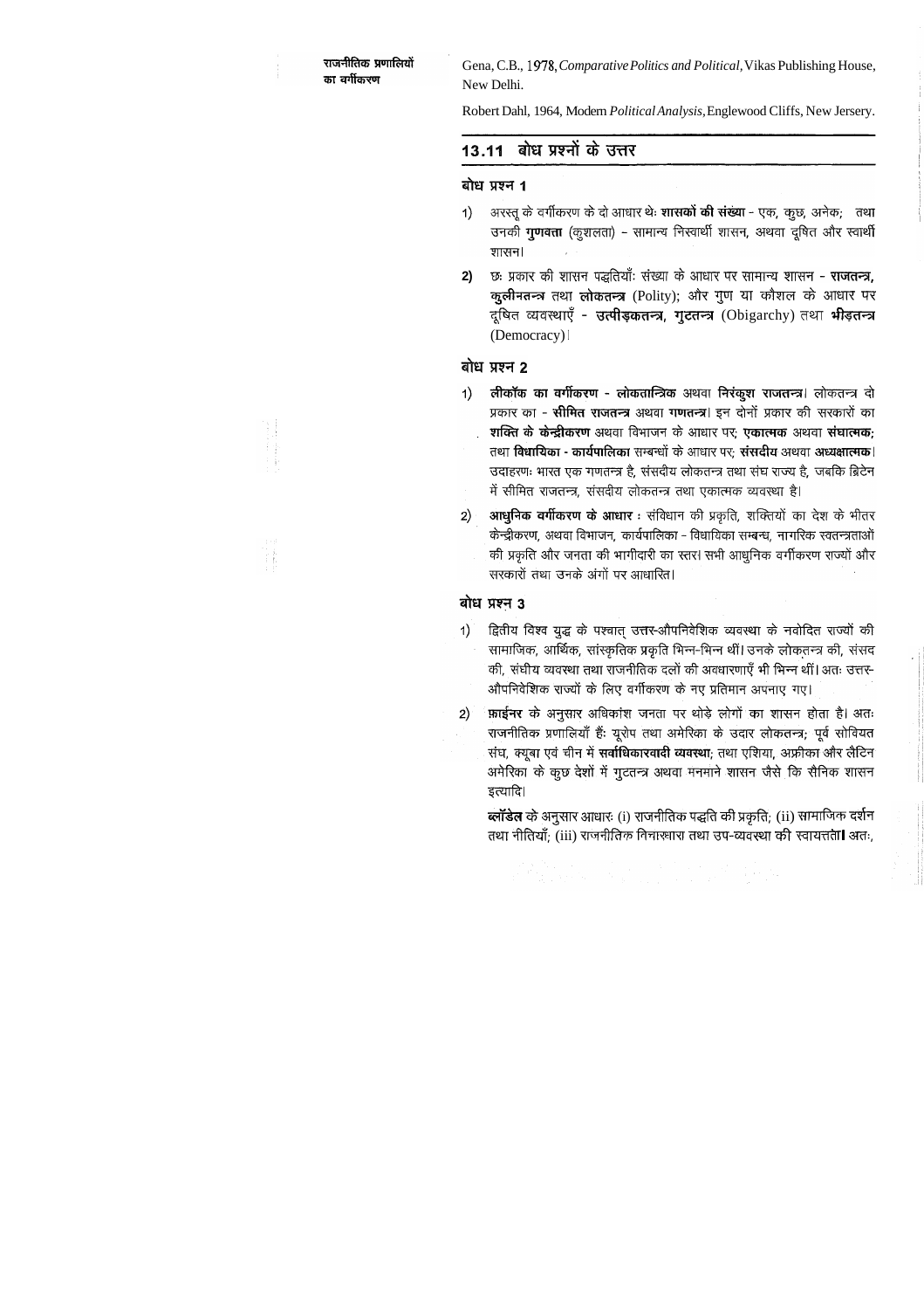Gena, C.B., 1978, *Comparative Politics and Political*, Vikas Publishing House, New Delhi.

Robert Dahl, 1964, Modern *Political Analysis*, Englewood Cliffs, New Jersery.

## 13.11 बोध प्रश्नों के उत्तर

### बोध प्रश्न 1

1) अरस्तू के वर्गीकरण के दो आधार थेः **शासकों की संख्या** - एक, कुछ, अनेक; तथा उनकी **गुणवत्ता** (कुशलता) – सामान्य निस्वार्थी शासन, अथवा दूषित और स्वार्थी शासन।

2) छः प्रकार की शासन पद्धतियाँः संख्या के आधार पर सामान्य शासन - **राजतन्त्र, कुलीनतन्त्र** तथा **लोकतन्त्र** (Polity); और गुण या कौशल के आधार पर दूषित व्यवस्थाएँ - **उत्पीड़कतन्त्र, गुटतन्त्र** (Obigarchy) तथा **भीड़तन्त्र** (Democracy)।

### बोध प्रश्न 2

1) **लीकॉक का वर्गीकरण - लोकतान्त्रिक** अथवा **निरंकुश राजतन्त्र**। लोकतन्त्र दो प्रकार का - **सीमित राजतन्त्र** अथवा **गणतन्त्र**। इन दोनों प्रकार की सरकारों का **शक्ति के केन्द्रीकरण** अथवा विभाजन के आधार पर; **एकात्मक** अथवा **संघात्मक**; तथा **विधायिका - कार्यपालिका** सम्बन्धों के आधार पर; **संसदीय** अथवा **अध्यक्षात्मक**। उदाहरणः भारत एक गणतन्त्र है, संसदीय लोकतन्त्र तथा संघ राज्य है, जबकि ब्रिटेन में सीमित राजतन्त्र, संसदीय लोकतन्त्र तथा एकात्मक व्यवस्था है।

2) **आधुनिक वर्गीकरण के आधार** : संविधान की प्रकृति, शक्तियों का देश के भीतर केन्द्रीकरण, अथवा विभाजन, कार्यपालिका - विधायिका सम्बन्ध, नागरिक स्वतन्त्रताओं की प्रकृति और जनता की भागीदारी का स्तर। सभी आधुनिक वर्गीकरण राज्यों और सरकारों तथा उनके अंगों पर आधारित।

### बोध प्रश्न 3

1) द्वितीय विश्व युद्ध के पश्चात् उत्तर-औपनिवेशिक व्यवस्था के नवोदित राज्यों की सामाजिक, आर्थिक, सांस्कृतिक प्रकृति भिन्न-भिन्न थीं। उनके लोकतन्त्र की, संसद की, संघीय व्यवस्था तथा राजनीतिक दलों की अवधारणाएँ भी भिन्न थीं। अतः उत्तर-औपनिवेशिक राज्यों के लिए वर्गीकरण के नए प्रतिमान अपनाए गए।

2) **फ़ाईनर** के अनुसार अधिकांश जनता पर थोड़े लोगों का शासन होता है। अतः राजनीतिक प्रणालियाँ हैंः यूरोप तथा अमेरिका के उदार लोकतन्त्र; पूर्व सोवियत संघ, क्यूबा एवं चीन में **सर्वाधिकारवादी व्यवस्था**; तथा एशिया, अफ्रीका और लैटिन अमेरिका के कुछ देशों में गुटतन्त्र अथवा मनमाने शासन जैसे कि सैनिक शासन इत्यादि।

   **ब्लॉंडेल** के अनुसार आधारः (i) राजनीतिक पद्धति की प्रकृति; (ii) सामाजिक दर्शन तथा नीतियाँ; (iii) राजनीतिक विचारधारा तथा उप-व्यवस्था की स्वायत्तता। अतः,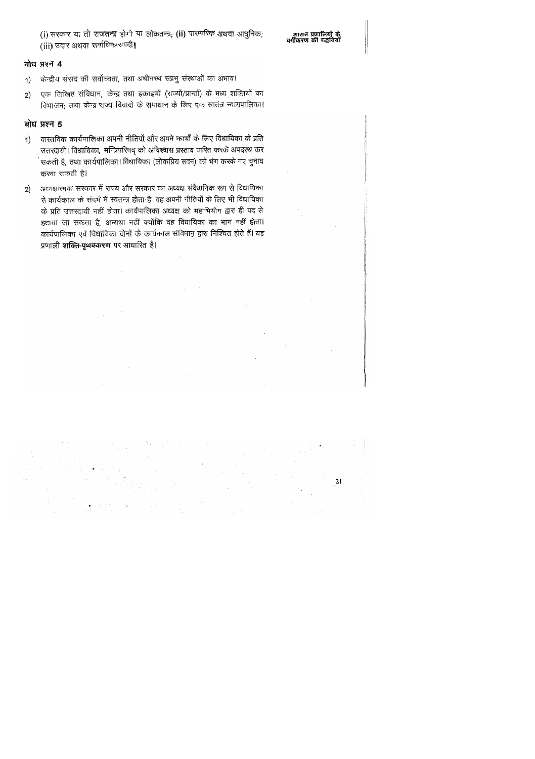(i) सरकार या तो राजतन्त्र होगी या लोकतन्त्र; (ii) पारम्परिक अथवा आधुनिक; (iii) उदार अथवा सर्वाधिकारवादी।

## बोध प्रश्न 4

1) केन्द्रीय संसद की सर्वोच्चता, तथा अधीनस्थ संप्रभु संस्थाओं का अभाव।

2) एक लिखित संविधान, केन्द्र तथा इकाइयों (राज्यों/प्रान्तों) के मध्य शक्तियों का विभाजन; तथा केन्द्र राज्य विवादों के समाधान के लिए एक स्वतंत्र न्यायपालिका।

## बोध प्रश्न 5

1) वास्तविक कार्यपालिका अपनी नीतियों और अपने कार्यों के लिए विधायिका के प्रति उत्तरदायी। विधायिका, मन्त्रिपरिषद् को अविश्वास प्रस्ताव पारित करके अपदस्थ कर सकती है; तथा कार्यपालिका। विधायिका (लोकप्रिय सदन) को भंग करके नए चुनाव करवा सकती है।

2) अध्यक्षात्मक सरकार में राज्य और सरकार का अध्यक्ष संवैधानिक रूप से विधायिका से कार्यकाल के संदर्भ में स्वतन्त्र होता है। वह अपनी नीतियों के लिए भी विधायिका के प्रति उत्तरदायी नहीं होता। कार्यपालिका अध्यक्ष को महाभियोग द्वारा ही पद से हटाया जा सकता है, अन्यथा नहीं क्योंकि वह विधायिका का भाग नहीं होता। कार्यपालिका एवं विधायिका दोनों के कार्यकाल संविधान द्वारा निश्चित होते हैं। यह प्रणाली **शक्ति-पृथक्करण** पर आधारित है।